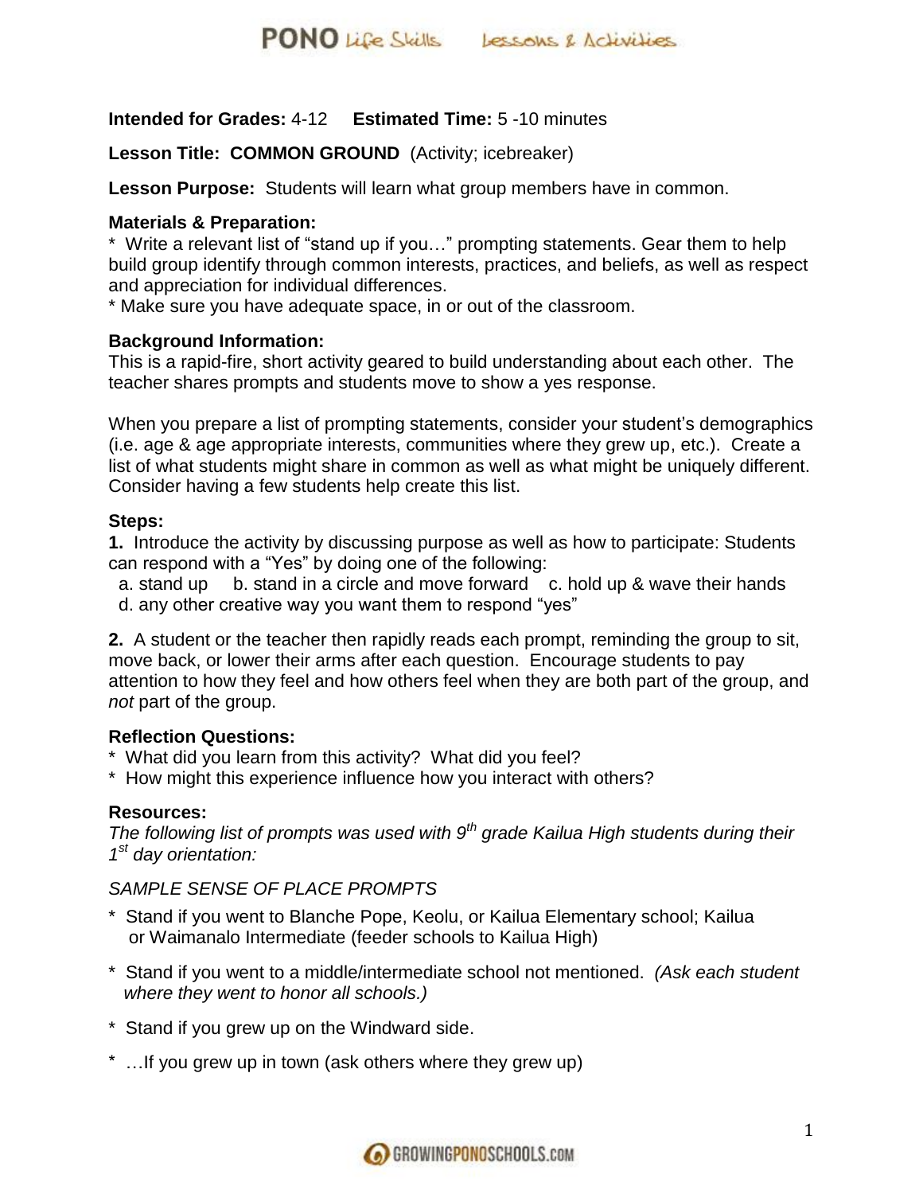**Intended for Grades:** 4-12     **Estimated Time:** 5 -10 minutes

**Lesson Title: COMMON GROUND** (Activity; icebreaker)

**Lesson Purpose:** Students will learn what group members have in common.

**Materials & Preparation:**

* Write a relevant list of "stand up if you…" prompting statements. Gear them to help build group identify through common interests, practices, and beliefs, as well as respect and appreciation for individual differences.
* Make sure you have adequate space, in or out of the classroom.

**Background Information:**

This is a rapid-fire, short activity geared to build understanding about each other. The teacher shares prompts and students move to show a yes response.

When you prepare a list of prompting statements, consider your student's demographics (i.e. age & age appropriate interests, communities where they grew up, etc.). Create a list of what students might share in common as well as what might be uniquely different. Consider having a few students help create this list.

**Steps:**

**1.** Introduce the activity by discussing purpose as well as how to participate: Students can respond with a "Yes" by doing one of the following:

a. stand up     b. stand in a circle and move forward     c. hold up & wave their hands
d. any other creative way you want them to respond "yes"

**2.** A student or the teacher then rapidly reads each prompt, reminding the group to sit, move back, or lower their arms after each question. Encourage students to pay attention to how they feel and how others feel when they are both part of the group, and *not* part of the group.

**Reflection Questions:**

* What did you learn from this activity? What did you feel?
* How might this experience influence how you interact with others?

**Resources:**

*The following list of prompts was used with 9th grade Kailua High students during their 1st day orientation:*

*SAMPLE SENSE OF PLACE PROMPTS*

* Stand if you went to Blanche Pope, Keolu, or Kailua Elementary school; Kailua or Waimanalo Intermediate (feeder schools to Kailua High)
* Stand if you went to a middle/intermediate school not mentioned. *(Ask each student where they went to honor all schools.)*
* Stand if you grew up on the Windward side.
* …If you grew up in town (ask others where they grew up)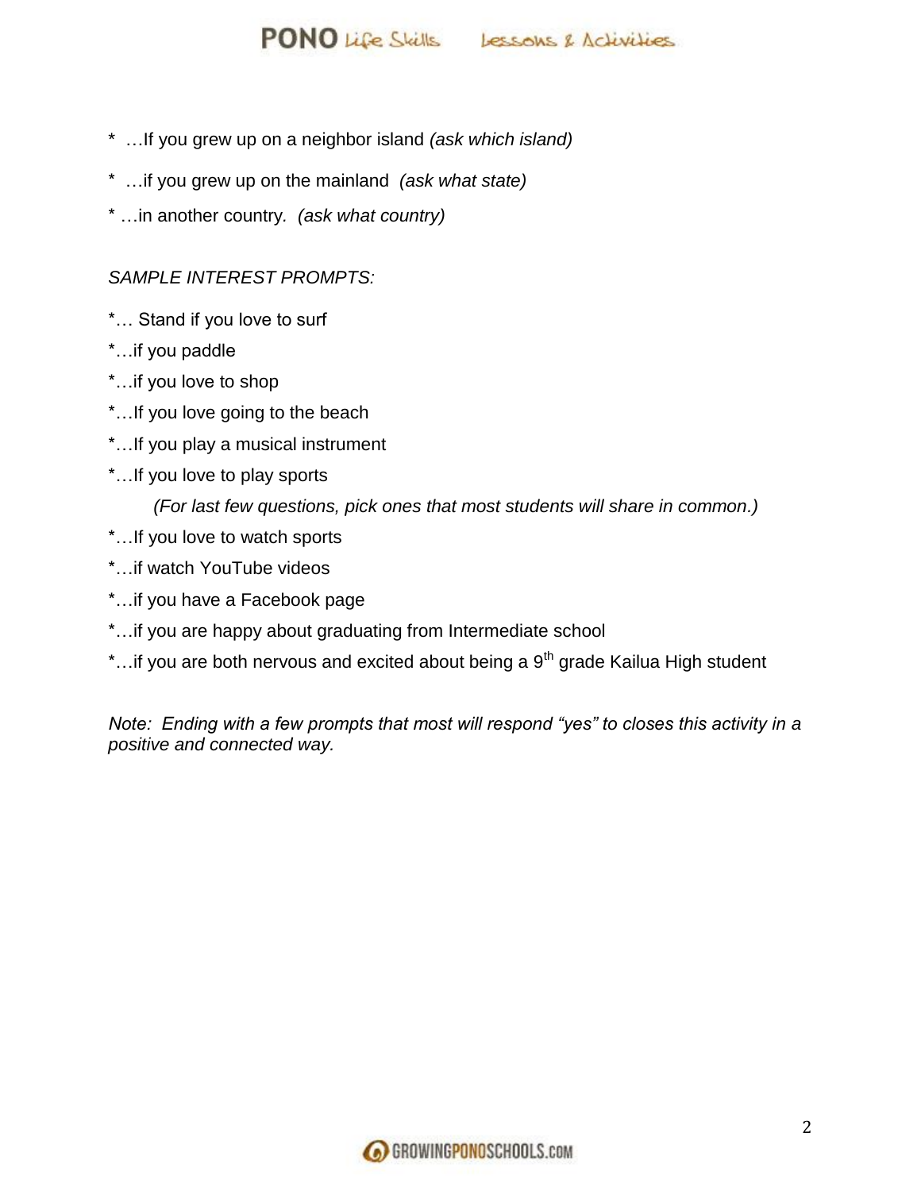* …If you grew up on a neighbor island *(ask which island)*

* …if you grew up on the mainland *(ask what state)*

* …in another country. *(ask what country)*

*SAMPLE INTEREST PROMPTS:*

*… Stand if you love to surf

*…if you paddle

*…if you love to shop

*…If you love going to the beach

*…If you play a musical instrument

*…If you love to play sports

*(For last few questions, pick ones that most students will share in common.)*

*…If you love to watch sports

*…if watch YouTube videos

*…if you have a Facebook page

*…if you are happy about graduating from Intermediate school

*…if you are both nervous and excited about being a 9th grade Kailua High student

*Note: Ending with a few prompts that most will respond "yes" to closes this activity in a positive and connected way.*